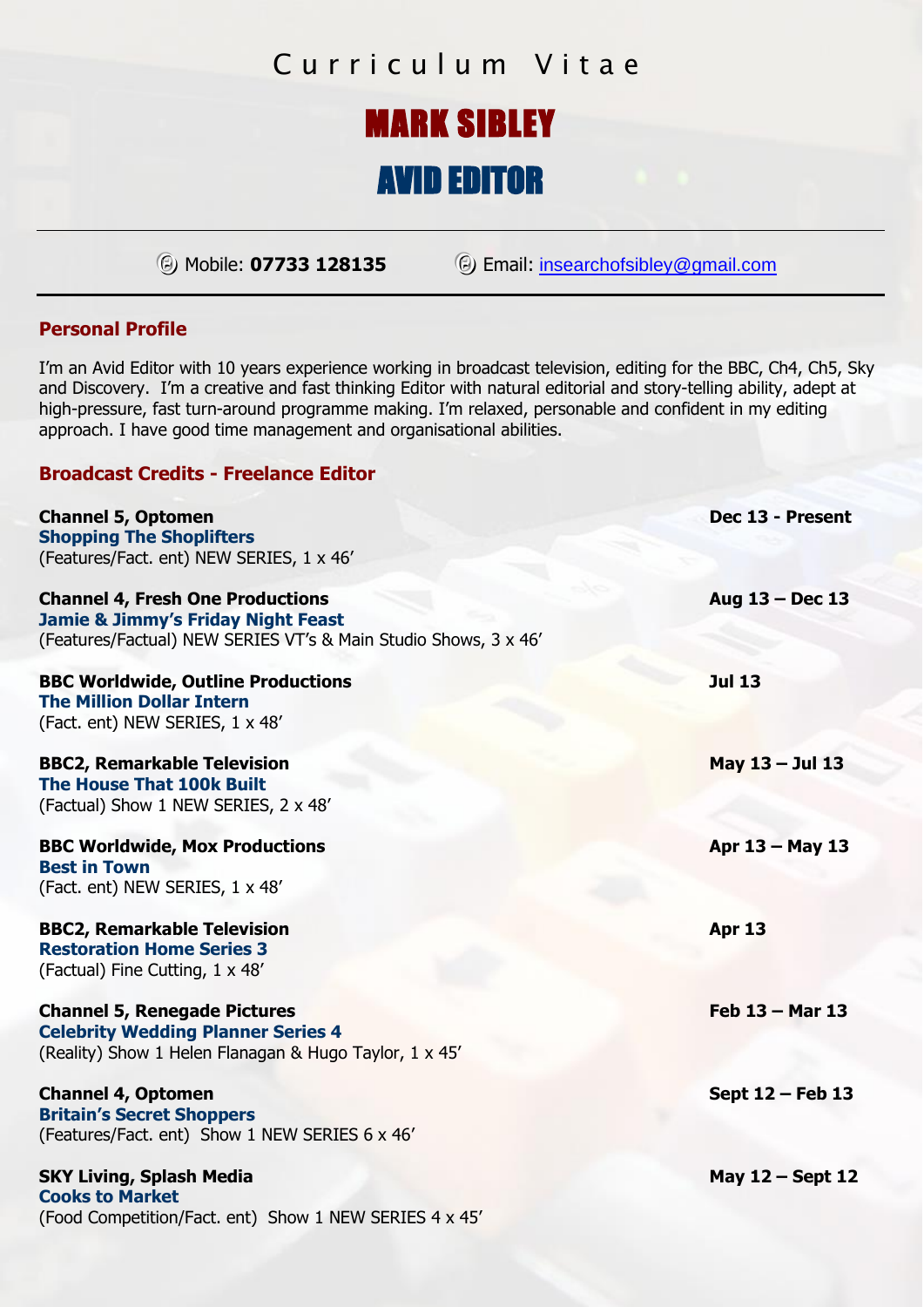# Curriculum Vitae

# MARK SIBLEY

## AVID EDITOR

---

Mobile: **07733 128135** Email: insearchofsibley@gmail.com

---

### Personal Profile

I'm an Avid Editor with 10 years experience working in broadcast television, editing for the BBC, Ch4, Ch5, Sky and Discovery. I'm a creative and fast thinking Editor with natural editorial and story-telling ability, adept at high-pressure, fast turn-around programme making. I'm relaxed, personable and confident in my editing approach. I have good time management and organisational abilities.

### Broadcast Credits - Freelance Editor

**Channel 5, Optomen** — **Dec 13 - Present**
**Shopping The Shoplifters**
(Features/Fact. ent) NEW SERIES, 1 x 46'

**Channel 4, Fresh One Productions** — **Aug 13 – Dec 13**
**Jamie & Jimmy's Friday Night Feast**
(Features/Factual) NEW SERIES VT's & Main Studio Shows, 3 x 46'

**BBC Worldwide, Outline Productions** — **Jul 13**
**The Million Dollar Intern**
(Fact. ent) NEW SERIES, 1 x 48'

**BBC2, Remarkable Television** — **May 13 – Jul 13**
**The House That 100k Built**
(Factual) Show 1 NEW SERIES, 2 x 48'

**BBC Worldwide, Mox Productions** — **Apr 13 – May 13**
**Best in Town**
(Fact. ent) NEW SERIES, 1 x 48'

**BBC2, Remarkable Television** — **Apr 13**
**Restoration Home Series 3**
(Factual) Fine Cutting, 1 x 48'

**Channel 5, Renegade Pictures** — **Feb 13 – Mar 13**
**Celebrity Wedding Planner Series 4**
(Reality) Show 1 Helen Flanagan & Hugo Taylor, 1 x 45'

**Channel 4, Optomen** — **Sept 12 – Feb 13**
**Britain's Secret Shoppers**
(Features/Fact. ent) Show 1 NEW SERIES 6 x 46'

**SKY Living, Splash Media** — **May 12 – Sept 12**
**Cooks to Market**
(Food Competition/Fact. ent) Show 1 NEW SERIES 4 x 45'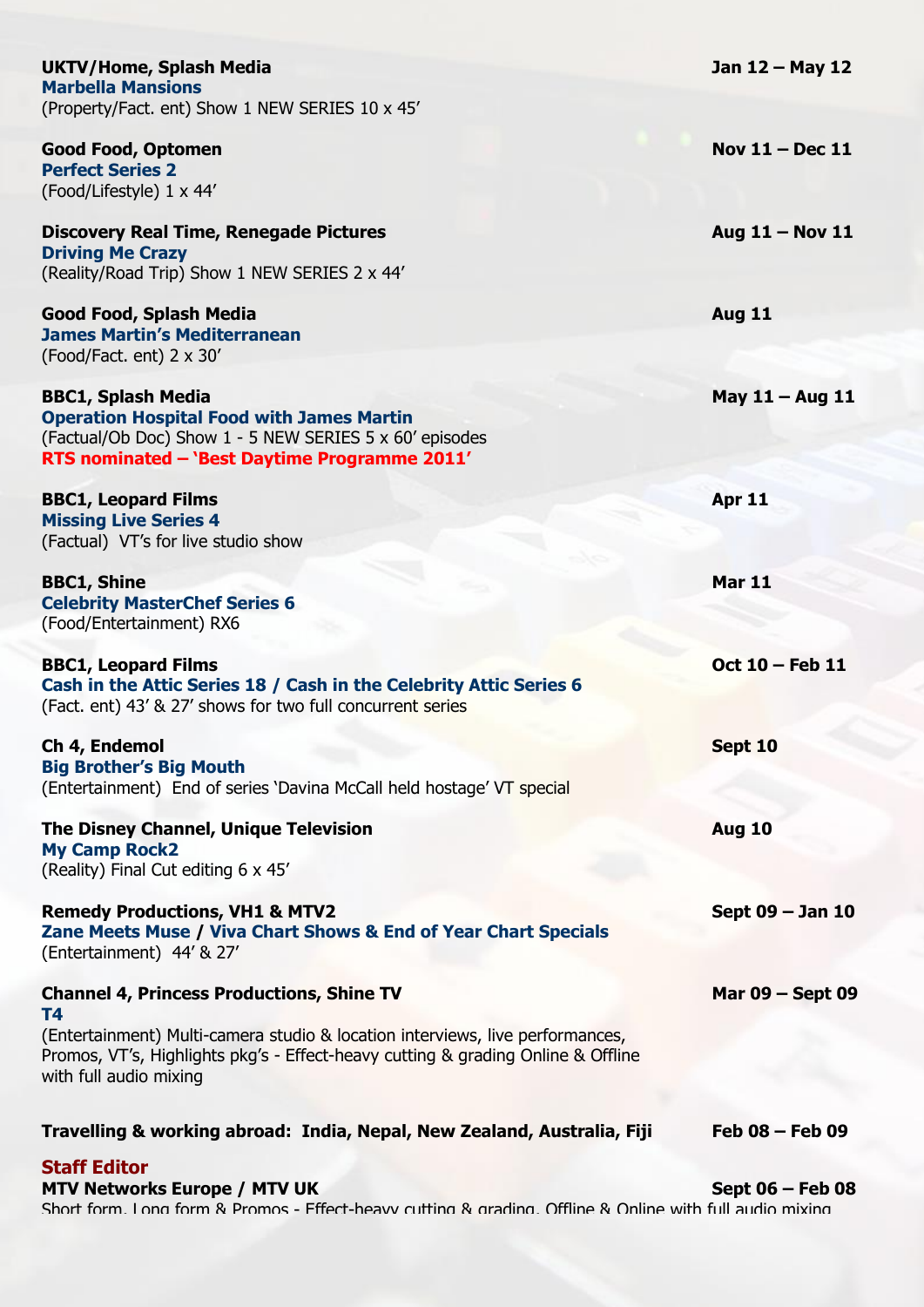**UKTV/Home, Splash Media** **Jan 12 – May 12**
**Marbella Mansions**
(Property/Fact. ent) Show 1 NEW SERIES 10 x 45'

**Good Food, Optomen** **Nov 11 – Dec 11**
**Perfect Series 2**
(Food/Lifestyle) 1 x 44'

**Discovery Real Time, Renegade Pictures** **Aug 11 – Nov 11**
**Driving Me Crazy**
(Reality/Road Trip) Show 1 NEW SERIES 2 x 44'

**Good Food, Splash Media** **Aug 11**
**James Martin's Mediterranean**
(Food/Fact. ent) 2 x 30'

**BBC1, Splash Media** **May 11 – Aug 11**
**Operation Hospital Food with James Martin**
(Factual/Ob Doc) Show 1 - 5 NEW SERIES 5 x 60' episodes
**RTS nominated – 'Best Daytime Programme 2011'**

**BBC1, Leopard Films** **Apr 11**
**Missing Live Series 4**
(Factual) VT's for live studio show

**BBC1, Shine** **Mar 11**
**Celebrity MasterChef Series 6**
(Food/Entertainment) RX6

**BBC1, Leopard Films** **Oct 10 – Feb 11**
**Cash in the Attic Series 18 / Cash in the Celebrity Attic Series 6**
(Fact. ent) 43' & 27' shows for two full concurrent series

**Ch 4, Endemol** **Sept 10**
**Big Brother's Big Mouth**
(Entertainment) End of series 'Davina McCall held hostage' VT special

**The Disney Channel, Unique Television** **Aug 10**
**My Camp Rock2**
(Reality) Final Cut editing 6 x 45'

**Remedy Productions, VH1 & MTV2** **Sept 09 – Jan 10**
**Zane Meets Muse / Viva Chart Shows & End of Year Chart Specials**
(Entertainment) 44' & 27'

**Channel 4, Princess Productions, Shine TV** **Mar 09 – Sept 09**
**T4**
(Entertainment) Multi-camera studio & location interviews, live performances, Promos, VT's, Highlights pkg's - Effect-heavy cutting & grading Online & Offline with full audio mixing

**Travelling & working abroad: India, Nepal, New Zealand, Australia, Fiji** **Feb 08 – Feb 09**

**Staff Editor**
**MTV Networks Europe / MTV UK** **Sept 06 – Feb 08**
Short form, Long form & Promos - Effect-heavy cutting & grading, Offline & Online with full audio mixing